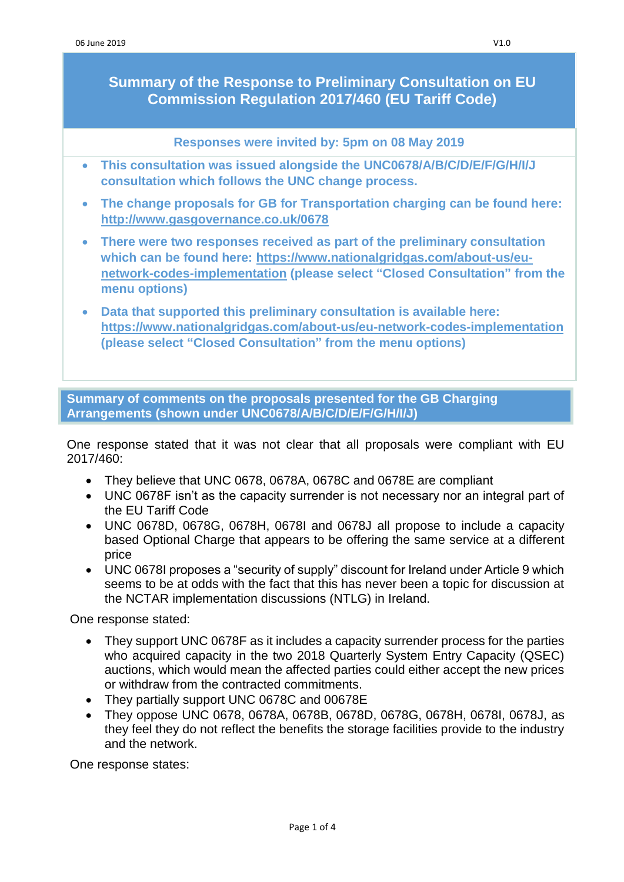# Summary of the Response to Preliminary Consultation on EU Commission Regulation 2017/460 (EU Tariff Code)

**Responses were invited by: 5pm on 08 May 2019**

- **This consultation was issued alongside the UNC0678/A/B/C/D/E/F/G/H/I/J consultation which follows the UNC change process.**
- **The change proposals for GB for Transportation charging can be found here: http://www.gasgovernance.co.uk/0678**
- **There were two responses received as part of the preliminary consultation which can be found here: https://www.nationalgridgas.com/about-us/eu-network-codes-implementation (please select "Closed Consultation" from the menu options)**
- **Data that supported this preliminary consultation is available here: https://www.nationalgridgas.com/about-us/eu-network-codes-implementation (please select "Closed Consultation" from the menu options)**

## Summary of comments on the proposals presented for the GB Charging Arrangements (shown under UNC0678/A/B/C/D/E/F/G/H/I/J)

One response stated that it was not clear that all proposals were compliant with EU 2017/460:

- They believe that UNC 0678, 0678A, 0678C and 0678E are compliant
- UNC 0678F isn't as the capacity surrender is not necessary nor an integral part of the EU Tariff Code
- UNC 0678D, 0678G, 0678H, 0678I and 0678J all propose to include a capacity based Optional Charge that appears to be offering the same service at a different price
- UNC 0678I proposes a "security of supply" discount for Ireland under Article 9 which seems to be at odds with the fact that this has never been a topic for discussion at the NCTAR implementation discussions (NTLG) in Ireland.

One response stated:

- They support UNC 0678F as it includes a capacity surrender process for the parties who acquired capacity in the two 2018 Quarterly System Entry Capacity (QSEC) auctions, which would mean the affected parties could either accept the new prices or withdraw from the contracted commitments.
- They partially support UNC 0678C and 00678E
- They oppose UNC 0678, 0678A, 0678B, 0678D, 0678G, 0678H, 0678I, 0678J, as they feel they do not reflect the benefits the storage facilities provide to the industry and the network.

One response states: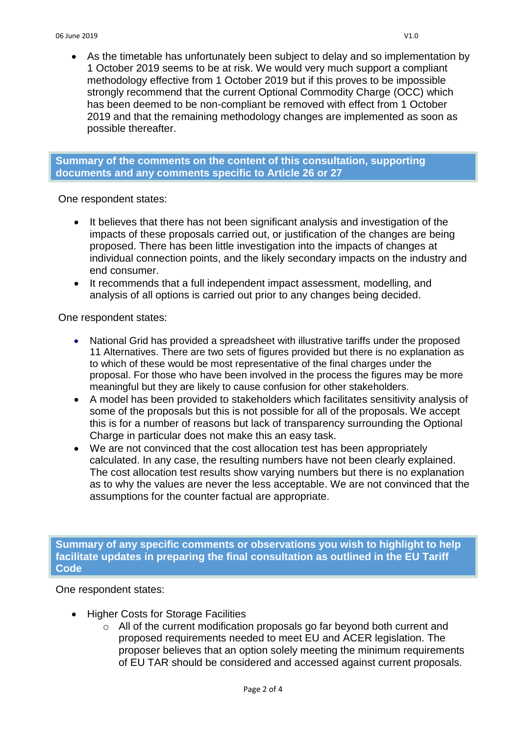- As the timetable has unfortunately been subject to delay and so implementation by 1 October 2019 seems to be at risk. We would very much support a compliant methodology effective from 1 October 2019 but if this proves to be impossible strongly recommend that the current Optional Commodity Charge (OCC) which has been deemed to be non-compliant be removed with effect from 1 October 2019 and that the remaining methodology changes are implemented as soon as possible thereafter.

## Summary of the comments on the content of this consultation, supporting documents and any comments specific to Article 26 or 27

One respondent states:

- It believes that there has not been significant analysis and investigation of the impacts of these proposals carried out, or justification of the changes are being proposed. There has been little investigation into the impacts of changes at individual connection points, and the likely secondary impacts on the industry and end consumer.
- It recommends that a full independent impact assessment, modelling, and analysis of all options is carried out prior to any changes being decided.

One respondent states:

- National Grid has provided a spreadsheet with illustrative tariffs under the proposed 11 Alternatives. There are two sets of figures provided but there is no explanation as to which of these would be most representative of the final charges under the proposal. For those who have been involved in the process the figures may be more meaningful but they are likely to cause confusion for other stakeholders.
- A model has been provided to stakeholders which facilitates sensitivity analysis of some of the proposals but this is not possible for all of the proposals. We accept this is for a number of reasons but lack of transparency surrounding the Optional Charge in particular does not make this an easy task.
- We are not convinced that the cost allocation test has been appropriately calculated. In any case, the resulting numbers have not been clearly explained. The cost allocation test results show varying numbers but there is no explanation as to why the values are never the less acceptable. We are not convinced that the assumptions for the counter factual are appropriate.

## Summary of any specific comments or observations you wish to highlight to help facilitate updates in preparing the final consultation as outlined in the EU Tariff Code

One respondent states:

- Higher Costs for Storage Facilities
  - All of the current modification proposals go far beyond both current and proposed requirements needed to meet EU and ACER legislation. The proposer believes that an option solely meeting the minimum requirements of EU TAR should be considered and accessed against current proposals.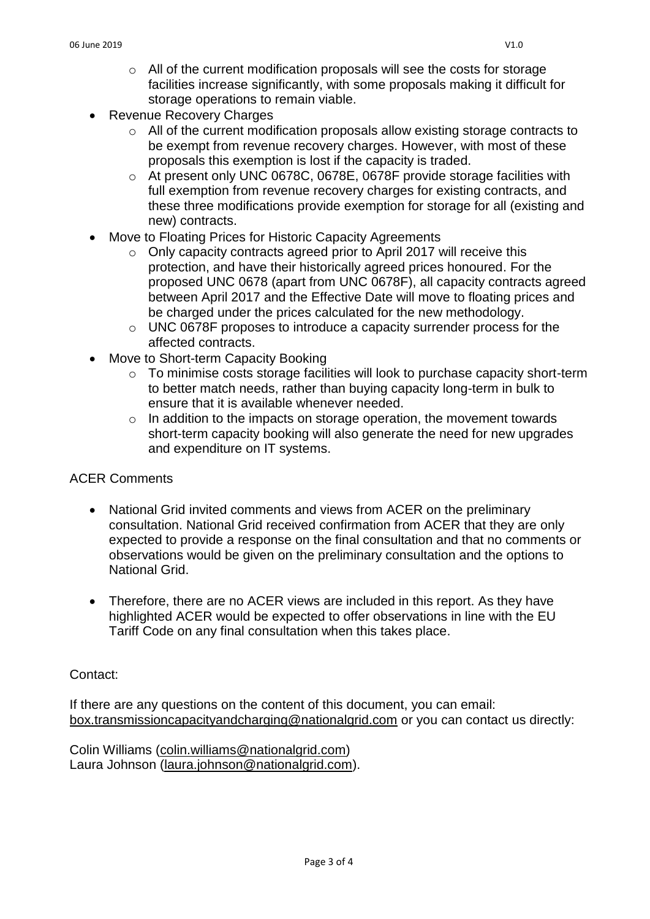- All of the current modification proposals will see the costs for storage facilities increase significantly, with some proposals making it difficult for storage operations to remain viable.
- Revenue Recovery Charges
  - All of the current modification proposals allow existing storage contracts to be exempt from revenue recovery charges. However, with most of these proposals this exemption is lost if the capacity is traded.
  - At present only UNC 0678C, 0678E, 0678F provide storage facilities with full exemption from revenue recovery charges for existing contracts, and these three modifications provide exemption for storage for all (existing and new) contracts.
- Move to Floating Prices for Historic Capacity Agreements
  - Only capacity contracts agreed prior to April 2017 will receive this protection, and have their historically agreed prices honoured. For the proposed UNC 0678 (apart from UNC 0678F), all capacity contracts agreed between April 2017 and the Effective Date will move to floating prices and be charged under the prices calculated for the new methodology.
  - UNC 0678F proposes to introduce a capacity surrender process for the affected contracts.
- Move to Short-term Capacity Booking
  - To minimise costs storage facilities will look to purchase capacity short-term to better match needs, rather than buying capacity long-term in bulk to ensure that it is available whenever needed.
  - In addition to the impacts on storage operation, the movement towards short-term capacity booking will also generate the need for new upgrades and expenditure on IT systems.

ACER Comments

- National Grid invited comments and views from ACER on the preliminary consultation. National Grid received confirmation from ACER that they are only expected to provide a response on the final consultation and that no comments or observations would be given on the preliminary consultation and the options to National Grid.

- Therefore, there are no ACER views are included in this report. As they have highlighted ACER would be expected to offer observations in line with the EU Tariff Code on any final consultation when this takes place.

Contact:

If there are any questions on the content of this document, you can email: box.transmissioncapacityandcharging@nationalgrid.com or you can contact us directly:

Colin Williams (colin.williams@nationalgrid.com)
Laura Johnson (laura.johnson@nationalgrid.com).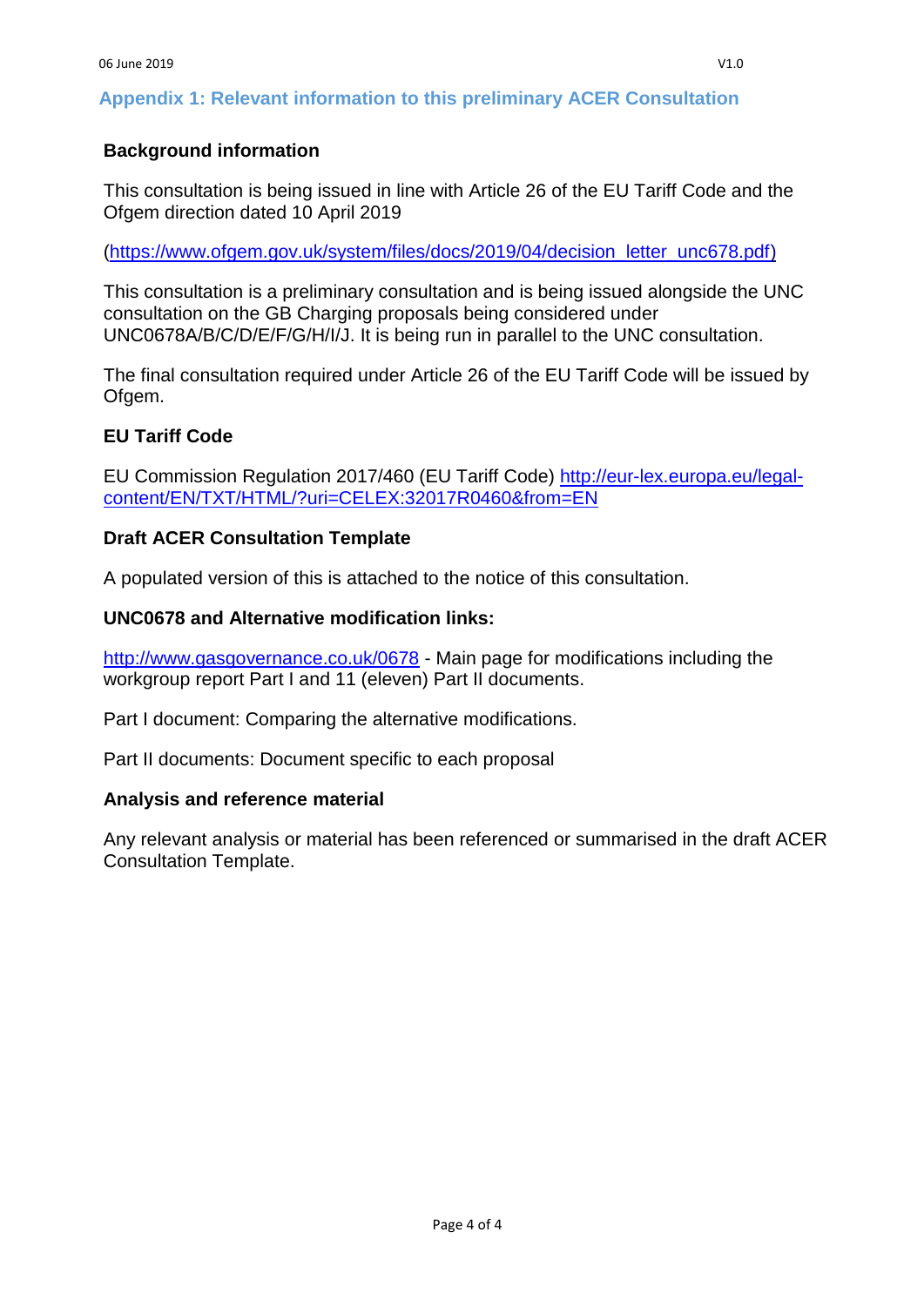## Appendix 1: Relevant information to this preliminary ACER Consultation

### Background information

This consultation is being issued in line with Article 26 of the EU Tariff Code and the Ofgem direction dated 10 April 2019

(https://www.ofgem.gov.uk/system/files/docs/2019/04/decision_letter_unc678.pdf)

This consultation is a preliminary consultation and is being issued alongside the UNC consultation on the GB Charging proposals being considered under UNC0678A/B/C/D/E/F/G/H/I/J. It is being run in parallel to the UNC consultation.

The final consultation required under Article 26 of the EU Tariff Code will be issued by Ofgem.

### EU Tariff Code

EU Commission Regulation 2017/460 (EU Tariff Code) http://eur-lex.europa.eu/legal-content/EN/TXT/HTML/?uri=CELEX:32017R0460&from=EN

### Draft ACER Consultation Template

A populated version of this is attached to the notice of this consultation.

### UNC0678 and Alternative modification links:

http://www.gasgovernance.co.uk/0678 - Main page for modifications including the workgroup report Part I and 11 (eleven) Part II documents.

Part I document: Comparing the alternative modifications.

Part II documents: Document specific to each proposal

### Analysis and reference material

Any relevant analysis or material has been referenced or summarised in the draft ACER Consultation Template.